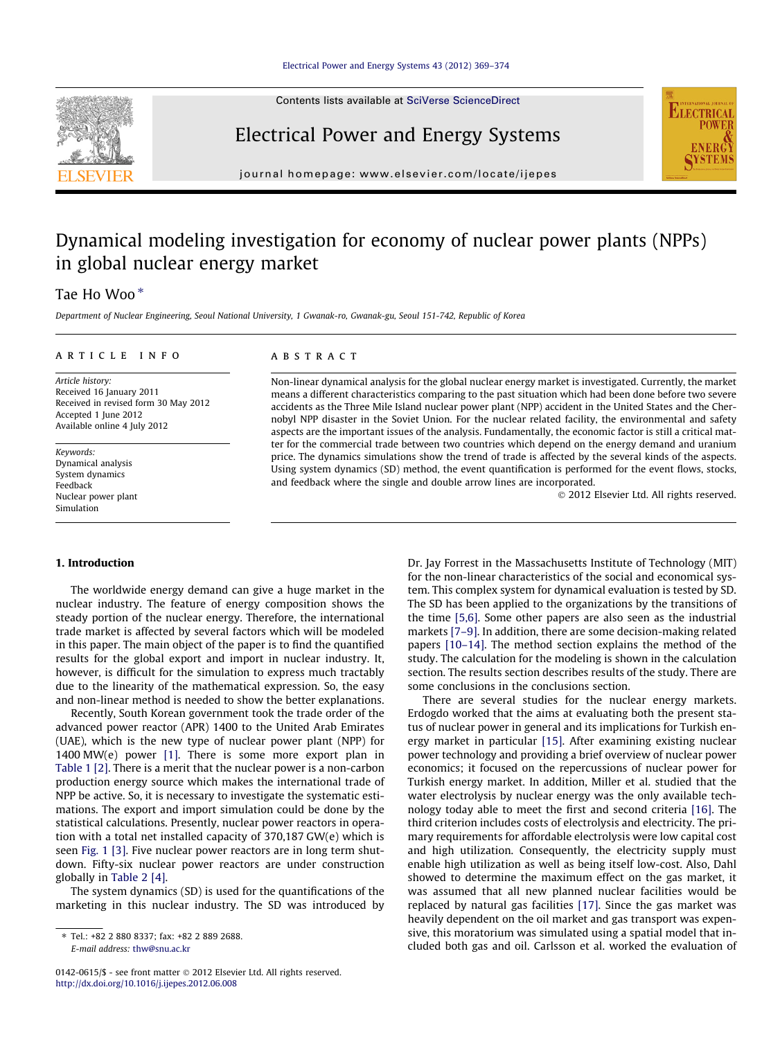# Dynamical modeling investigation for economy of nuclear power plants (NPPs) in global nuclear energy market

Tae Ho Woo *

*Department of Nuclear Engineering, Seoul National University, 1 Gwanak-ro, Gwanak-gu, Seoul 151-742, Republic of Korea*

## ARTICLE INFO

*Article history:*
Received 16 January 2011
Received in revised form 30 May 2012
Accepted 1 June 2012
Available online 4 July 2012

*Keywords:*
Dynamical analysis
System dynamics
Feedback
Nuclear power plant
Simulation

## ABSTRACT

Non-linear dynamical analysis for the global nuclear energy market is investigated. Currently, the market means a different characteristics comparing to the past situation which had been done before two severe accidents as the Three Mile Island nuclear power plant (NPP) accident in the United States and the Chernobyl NPP disaster in the Soviet Union. For the nuclear related facility, the environmental and safety aspects are the important issues of the analysis. Fundamentally, the economic factor is still a critical matter for the commercial trade between two countries which depend on the energy demand and uranium price. The dynamics simulations show the trend of trade is affected by the several kinds of the aspects. Using system dynamics (SD) method, the event quantification is performed for the event flows, stocks, and feedback where the single and double arrow lines are incorporated.

© 2012 Elsevier Ltd. All rights reserved.

## 1. Introduction

The worldwide energy demand can give a huge market in the nuclear industry. The feature of energy composition shows the steady portion of the nuclear energy. Therefore, the international trade market is affected by several factors which will be modeled in this paper. The main object of the paper is to find the quantified results for the global export and import in nuclear industry. It, however, is difficult for the simulation to express much tractably due to the linearity of the mathematical expression. So, the easy and non-linear method is needed to show the better explanations.

Recently, South Korean government took the trade order of the advanced power reactor (APR) 1400 to the United Arab Emirates (UAE), which is the new type of nuclear power plant (NPP) for 1400 MW(e) power [1]. There is some more export plan in Table 1 [2]. There is a merit that the nuclear power is a non-carbon production energy source which makes the international trade of NPP be active. So, it is necessary to investigate the systematic estimations. The export and import simulation could be done by the statistical calculations. Presently, nuclear power reactors in operation with a total net installed capacity of 370,187 GW(e) which is seen Fig. 1 [3]. Five nuclear power reactors are in long term shutdown. Fifty-six nuclear power reactors are under construction globally in Table 2 [4].

The system dynamics (SD) is used for the quantifications of the marketing in this nuclear industry. The SD was introduced by Dr. Jay Forrest in the Massachusetts Institute of Technology (MIT) for the non-linear characteristics of the social and economical system. This complex system for dynamical evaluation is tested by SD. The SD has been applied to the organizations by the transitions of the time [5,6]. Some other papers are also seen as the industrial markets [7–9]. In addition, there are some decision-making related papers [10–14]. The method section explains the method of the study. The calculation for the modeling is shown in the calculation section. The results section describes results of the study. There are some conclusions in the conclusions section.

There are several studies for the nuclear energy markets. Erdogdo worked that the aims at evaluating both the present status of nuclear power in general and its implications for Turkish energy market in particular [15]. After examining existing nuclear power technology and providing a brief overview of nuclear power economics; it focused on the repercussions of nuclear power for Turkish energy market. In addition, Miller et al. studied that the water electrolysis by nuclear energy was the only available technology today able to meet the first and second criteria [16]. The third criterion includes costs of electrolysis and electricity. The primary requirements for affordable electrolysis were low capital cost and high utilization. Consequently, the electricity supply must enable high utilization as well as being itself low-cost. Also, Dahl showed to determine the maximum effect on the gas market, it was assumed that all new planned nuclear facilities would be replaced by natural gas facilities [17]. Since the gas market was heavily dependent on the oil market and gas transport was expensive, this moratorium was simulated using a spatial model that included both gas and oil. Carlsson et al. worked the evaluation of

* Tel.: +82 2 880 8337; fax: +82 2 889 2688.
*E-mail address:* thw@snu.ac.kr

0142-0615/$ - see front matter © 2012 Elsevier Ltd. All rights reserved.
http://dx.doi.org/10.1016/j.ijepes.2012.06.008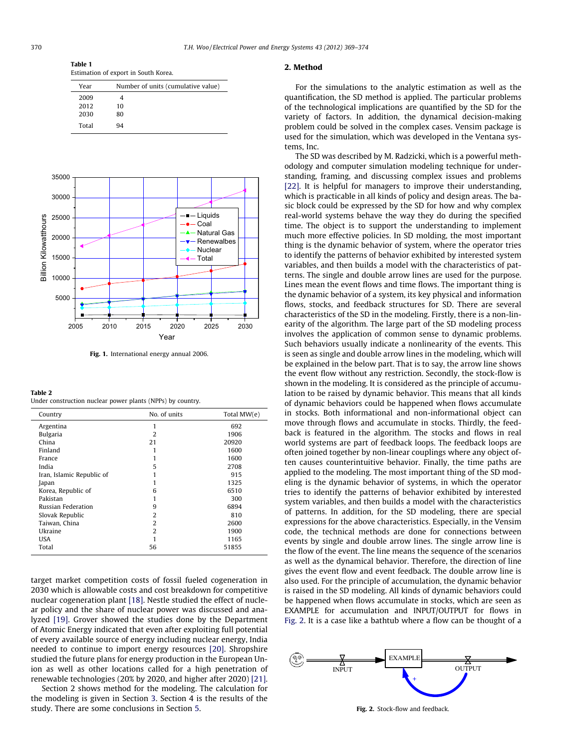**Table 1**
Estimation of export in South Korea.

| Year | Number of units (cumulative value) |
|---|---|
| 2009 | 4 |
| 2012 | 10 |
| 2030 | 80 |
| Total | 94 |

**Fig. 1.** International energy annual 2006.

**Table 2**
Under construction nuclear power plants (NPPs) by country.

| Country | No. of units | Total MW(e) |
|---|---|---|
| Argentina | 1 | 692 |
| Bulgaria | 2 | 1906 |
| China | 21 | 20920 |
| Finland | 1 | 1600 |
| France | 1 | 1600 |
| India | 5 | 2708 |
| Iran, Islamic Republic of | 1 | 915 |
| Japan | 1 | 1325 |
| Korea, Republic of | 6 | 6510 |
| Pakistan | 1 | 300 |
| Russian Federation | 9 | 6894 |
| Slovak Republic | 2 | 810 |
| Taiwan, China | 2 | 2600 |
| Ukraine | 2 | 1900 |
| USA | 1 | 1165 |
| Total | 56 | 51855 |

target market competition costs of fossil fueled cogeneration in 2030 which is allowable costs and cost breakdown for competitive nuclear cogeneration plant [18]. Nestle studied the effect of nuclear policy and the share of nuclear power was discussed and analyzed [19]. Grover showed the studies done by the Department of Atomic Energy indicated that even after exploiting full potential of every available source of energy including nuclear energy, India needed to continue to import energy resources [20]. Shropshire studied the future plans for energy production in the European Union as well as other locations called for a high penetration of renewable technologies (20% by 2020, and higher after 2020) [21].

Section 2 shows method for the modeling. The calculation for the modeling is given in Section 3. Section 4 is the results of the study. There are some conclusions in Section 5.

## 2. Method

For the simulations to the analytic estimation as well as the quantification, the SD method is applied. The particular problems of the technological implications are quantified by the SD for the variety of factors. In addition, the dynamical decision-making problem could be solved in the complex cases. Vensim package is used for the simulation, which was developed in the Ventana systems, Inc.

The SD was described by M. Radzicki, which is a powerful methodology and computer simulation modeling technique for understanding, framing, and discussing complex issues and problems [22]. It is helpful for managers to improve their understanding, which is practicable in all kinds of policy and design areas. The basic block could be expressed by the SD for how and why complex real-world systems behave the way they do during the specified time. The object is to support the understanding to implement much more effective policies. In SD molding, the most important thing is the dynamic behavior of system, where the operator tries to identify the patterns of behavior exhibited by interested system variables, and then builds a model with the characteristics of patterns. The single and double arrow lines are used for the purpose. Lines mean the event flows and time flows. The important thing is the dynamic behavior of a system, its key physical and information flows, stocks, and feedback structures for SD. There are several characteristics of the SD in the modeling. Firstly, there is a non-linearity of the algorithm. The large part of the SD modeling process involves the application of common sense to dynamic problems. Such behaviors usually indicate a nonlinearity of the events. This is seen as single and double arrow lines in the modeling, which will be explained in the below part. That is to say, the arrow line shows the event flow without any restriction. Secondly, the stock-flow is shown in the modeling. It is considered as the principle of accumulation to be raised by dynamic behavior. This means that all kinds of dynamic behaviors could be happened when flows accumulate in stocks. Both informational and non-informational object can move through flows and accumulate in stocks. Thirdly, the feedback is featured in the algorithm. The stocks and flows in real world systems are part of feedback loops. The feedback loops are often joined together by non-linear couplings where any object often causes counterintuitive behavior. Finally, the time paths are applied to the modeling. The most important thing of the SD modeling is the dynamic behavior of systems, in which the operator tries to identify the patterns of behavior exhibited by interested system variables, and then builds a model with the characteristics of patterns. In addition, for the SD modeling, there are special expressions for the above characteristics. Especially, in the Vensim code, the technical methods are done for connections between events by single and double arrow lines. The single arrow line is the flow of the event. The line means the sequence of the scenarios as well as the dynamical behavior. Therefore, the direction of line gives the event flow and event feedback. The double arrow line is also used. For the principle of accumulation, the dynamic behavior is raised in the SD modeling. All kinds of dynamic behaviors could be happened when flows accumulate in stocks, which are seen as EXAMPLE for accumulation and INPUT/OUTPUT for flows in Fig. 2. It is a case like a bathtub where a flow can be thought of a

**Fig. 2.** Stock-flow and feedback.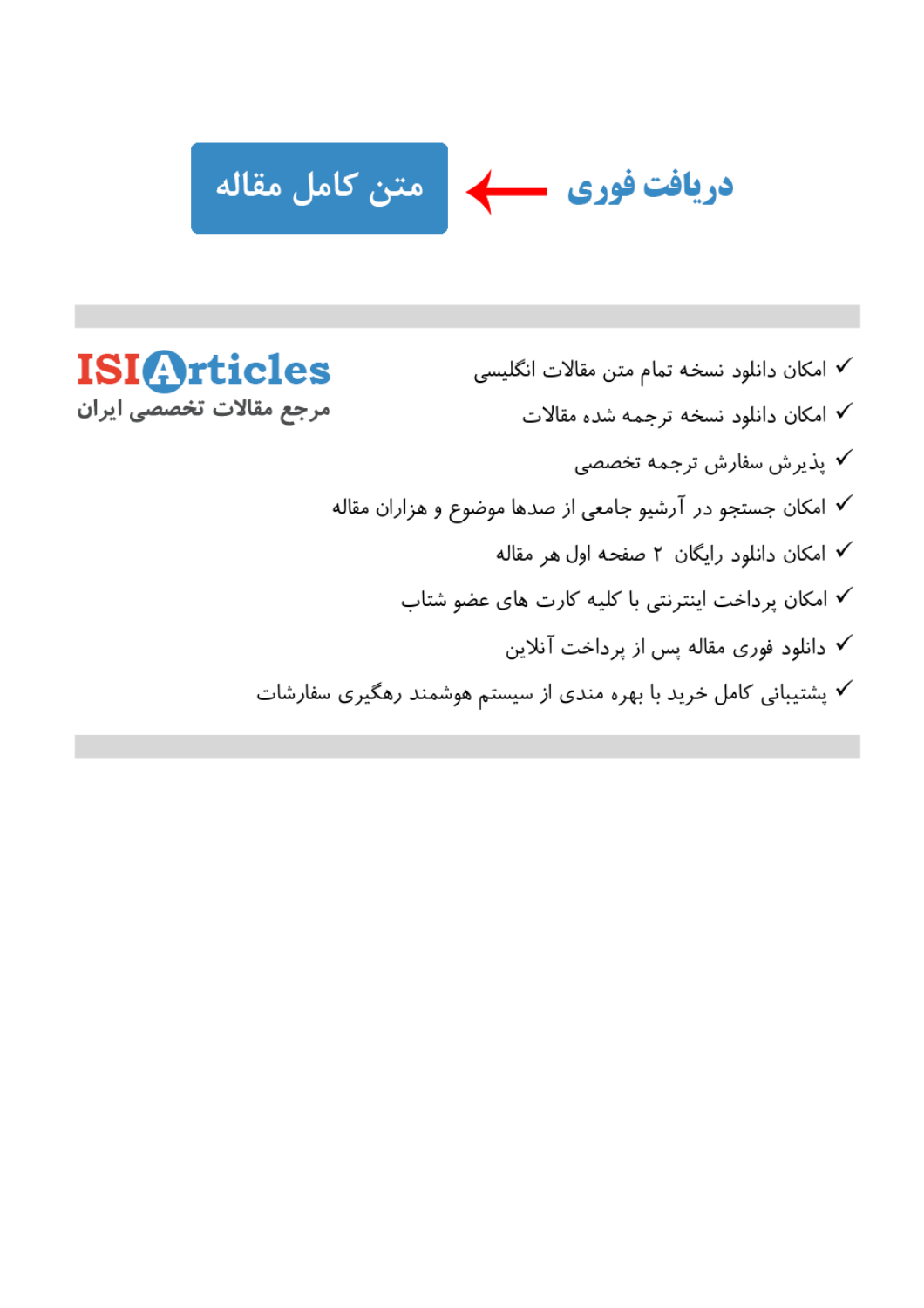دریافت فوری ← متن کامل مقاله

**ISIArticles**
مرجع مقالات تخصصی ایران

- ✓ امکان دانلود نسخه تمام متن مقالات انگلیسی
- ✓ امکان دانلود نسخه ترجمه شده مقالات
- ✓ پذیرش سفارش ترجمه تخصصی
- ✓ امکان جستجو در آرشیو جامعی از صدها موضوع و هزاران مقاله
- ✓ امکان دانلود رایگان ۲ صفحه اول هر مقاله
- ✓ امکان پرداخت اینترنتی با کلیه کارت های عضو شتاب
- ✓ دانلود فوری مقاله پس از پرداخت آنلاین
- ✓ پشتیبانی کامل خرید با بهره مندی از سیستم هوشمند رهگیری سفارشات